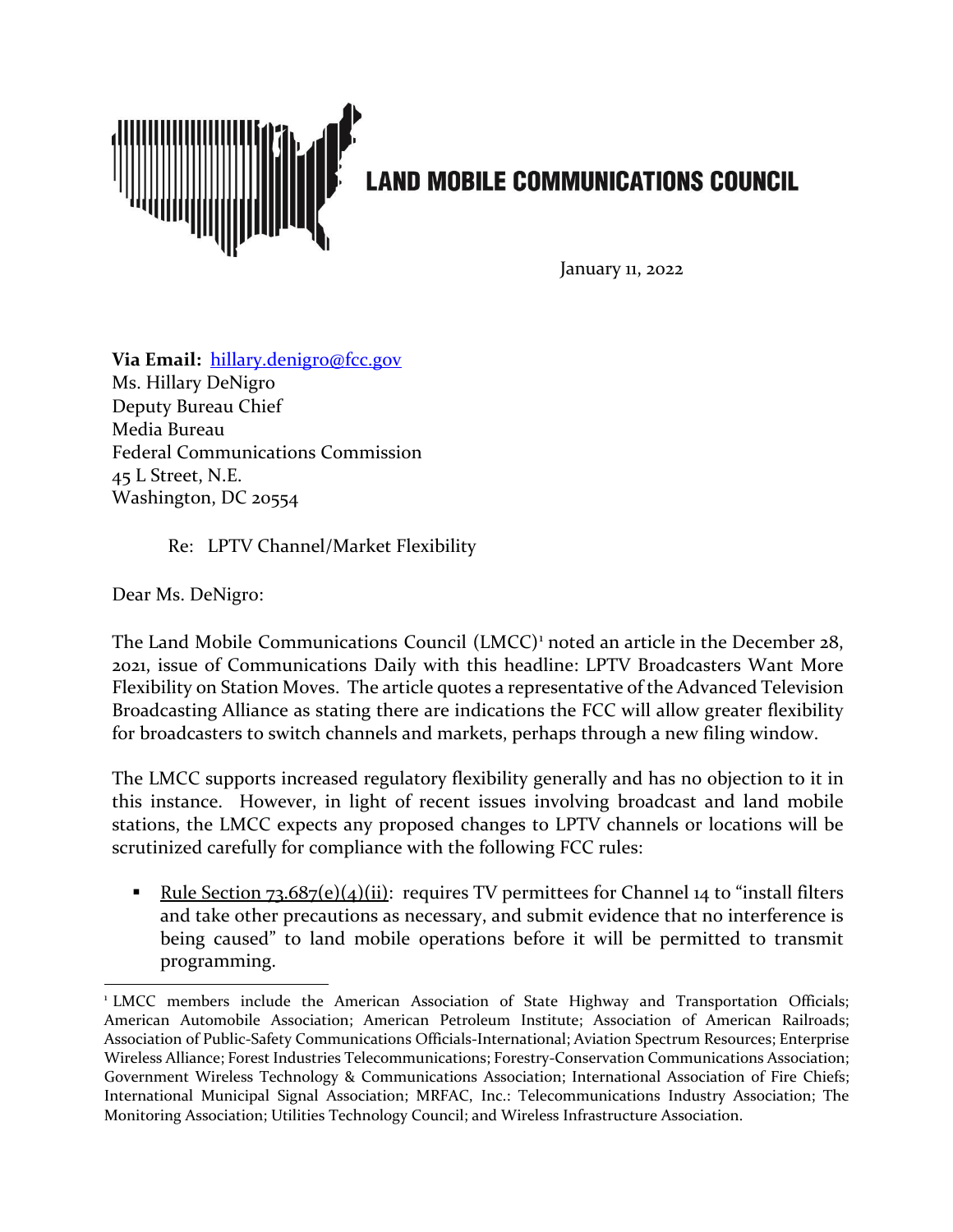# LAND MOBILE COMMUNICATIONS COUNCIL

January 11, 2022

**Via Email:** hillary.denigro@fcc.gov
Ms. Hillary DeNigro
Deputy Bureau Chief
Media Bureau
Federal Communications Commission
45 L Street, N.E.
Washington, DC 20554

Re: LPTV Channel/Market Flexibility

Dear Ms. DeNigro:

The Land Mobile Communications Council (LMCC)[1] noted an article in the December 28, 2021, issue of Communications Daily with this headline: LPTV Broadcasters Want More Flexibility on Station Moves. The article quotes a representative of the Advanced Television Broadcasting Alliance as stating there are indications the FCC will allow greater flexibility for broadcasters to switch channels and markets, perhaps through a new filing window.

The LMCC supports increased regulatory flexibility generally and has no objection to it in this instance. However, in light of recent issues involving broadcast and land mobile stations, the LMCC expects any proposed changes to LPTV channels or locations will be scrutinized carefully for compliance with the following FCC rules:

- Rule Section 73.687(e)(4)(ii): requires TV permittees for Channel 14 to "install filters and take other precautions as necessary, and submit evidence that no interference is being caused" to land mobile operations before it will be permitted to transmit programming.

[1] LMCC members include the American Association of State Highway and Transportation Officials; American Automobile Association; American Petroleum Institute; Association of American Railroads; Association of Public-Safety Communications Officials-International; Aviation Spectrum Resources; Enterprise Wireless Alliance; Forest Industries Telecommunications; Forestry-Conservation Communications Association; Government Wireless Technology & Communications Association; International Association of Fire Chiefs; International Municipal Signal Association; MRFAC, Inc.: Telecommunications Industry Association; The Monitoring Association; Utilities Technology Council; and Wireless Infrastructure Association.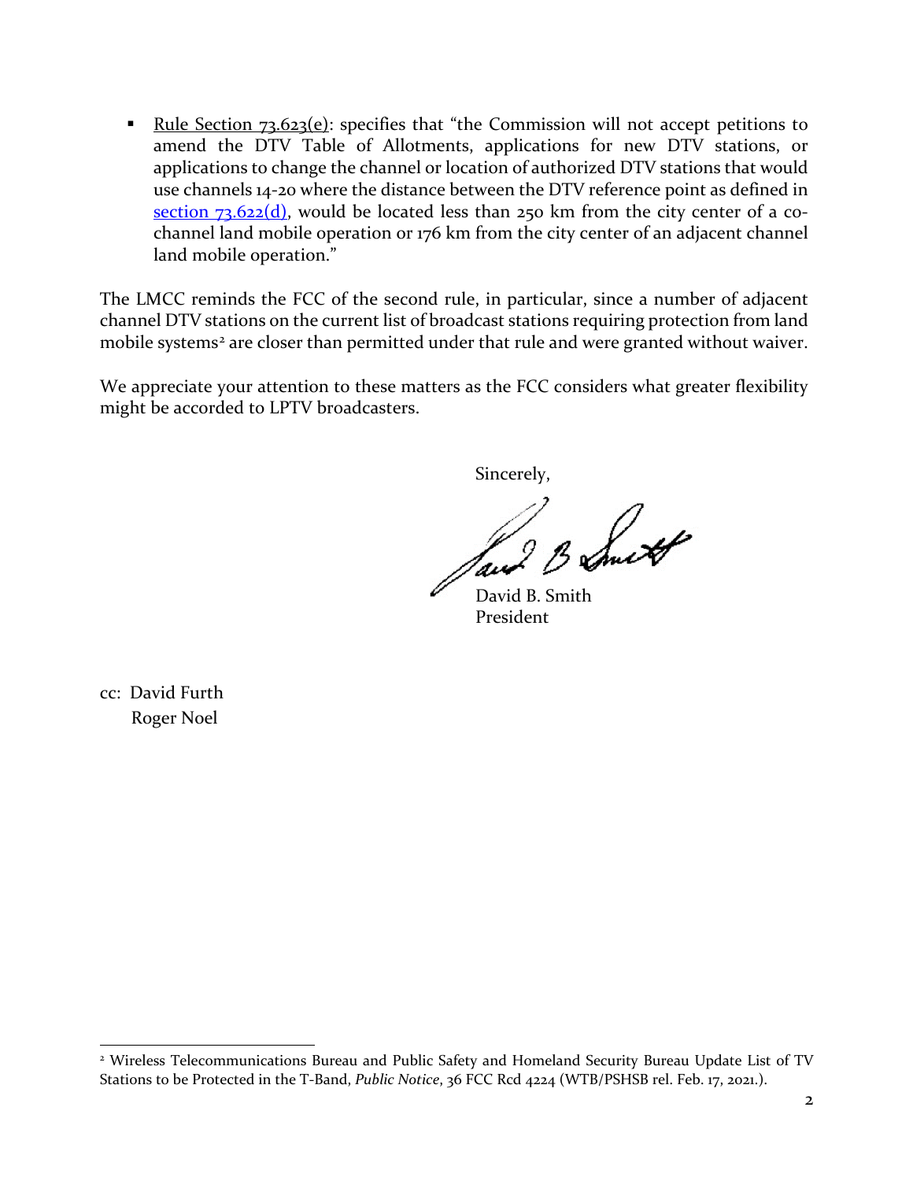- Rule Section 73.623(e): specifies that "the Commission will not accept petitions to amend the DTV Table of Allotments, applications for new DTV stations, or applications to change the channel or location of authorized DTV stations that would use channels 14-20 where the distance between the DTV reference point as defined in section 73.622(d), would be located less than 250 km from the city center of a co-channel land mobile operation or 176 km from the city center of an adjacent channel land mobile operation."

The LMCC reminds the FCC of the second rule, in particular, since a number of adjacent channel DTV stations on the current list of broadcast stations requiring protection from land mobile systems[2] are closer than permitted under that rule and were granted without waiver.

We appreciate your attention to these matters as the FCC considers what greater flexibility might be accorded to LPTV broadcasters.

Sincerely,

David B. Smith
President

cc: David Furth
Roger Noel

[2] Wireless Telecommunications Bureau and Public Safety and Homeland Security Bureau Update List of TV Stations to be Protected in the T-Band, *Public Notice*, 36 FCC Rcd 4224 (WTB/PSHSB rel. Feb. 17, 2021.).